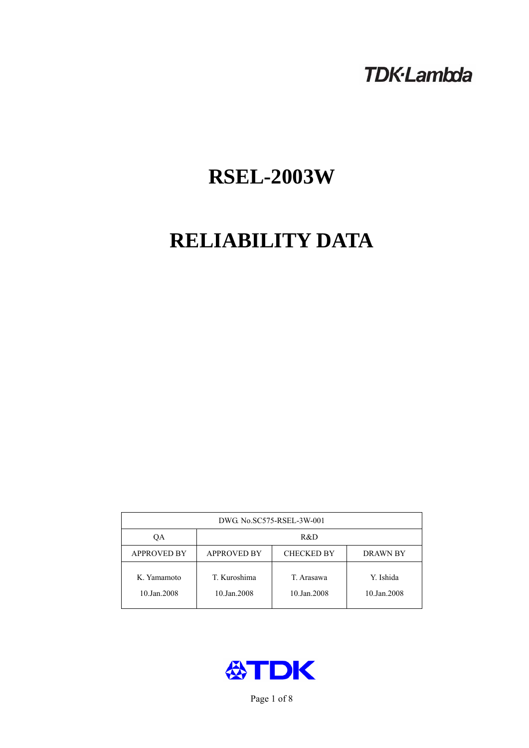TDK·Lambda

# RSEL-2003W

# RELIABILITY DATA

| DWG. No.SC575-RSEL-3W-001 | | | |
|---|---|---|---|
| QA | R&D | | |
| APPROVED BY | APPROVED BY | CHECKED BY | DRAWN BY |
| K. Yamamoto<br>10.Jan.2008 | T. Kuroshima<br>10.Jan.2008 | T. Arasawa<br>10.Jan.2008 | Y. Ishida<br>10.Jan.2008 |

TDK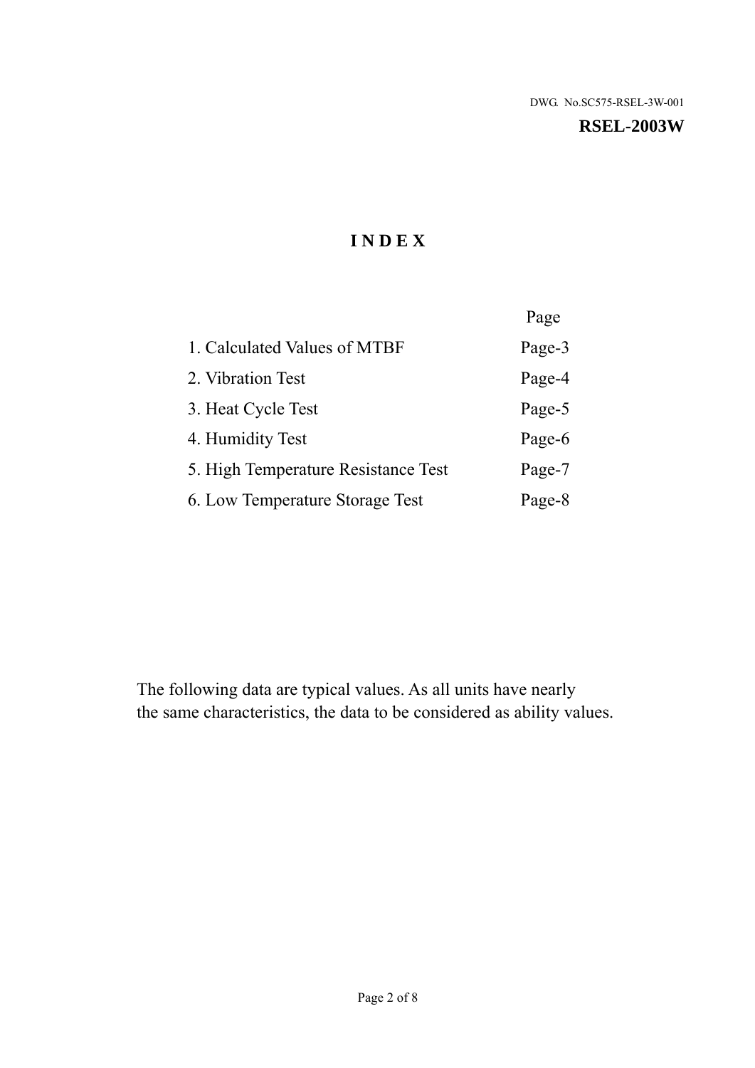DWG. No.SC575-RSEL-3W-001

**RSEL-2003W**

# INDEX

| | Page |
|---|---|
| 1. Calculated Values of MTBF | Page-3 |
| 2. Vibration Test | Page-4 |
| 3. Heat Cycle Test | Page-5 |
| 4. Humidity Test | Page-6 |
| 5. High Temperature Resistance Test | Page-7 |
| 6. Low Temperature Storage Test | Page-8 |

The following data are typical values. As all units have nearly the same characteristics, the data to be considered as ability values.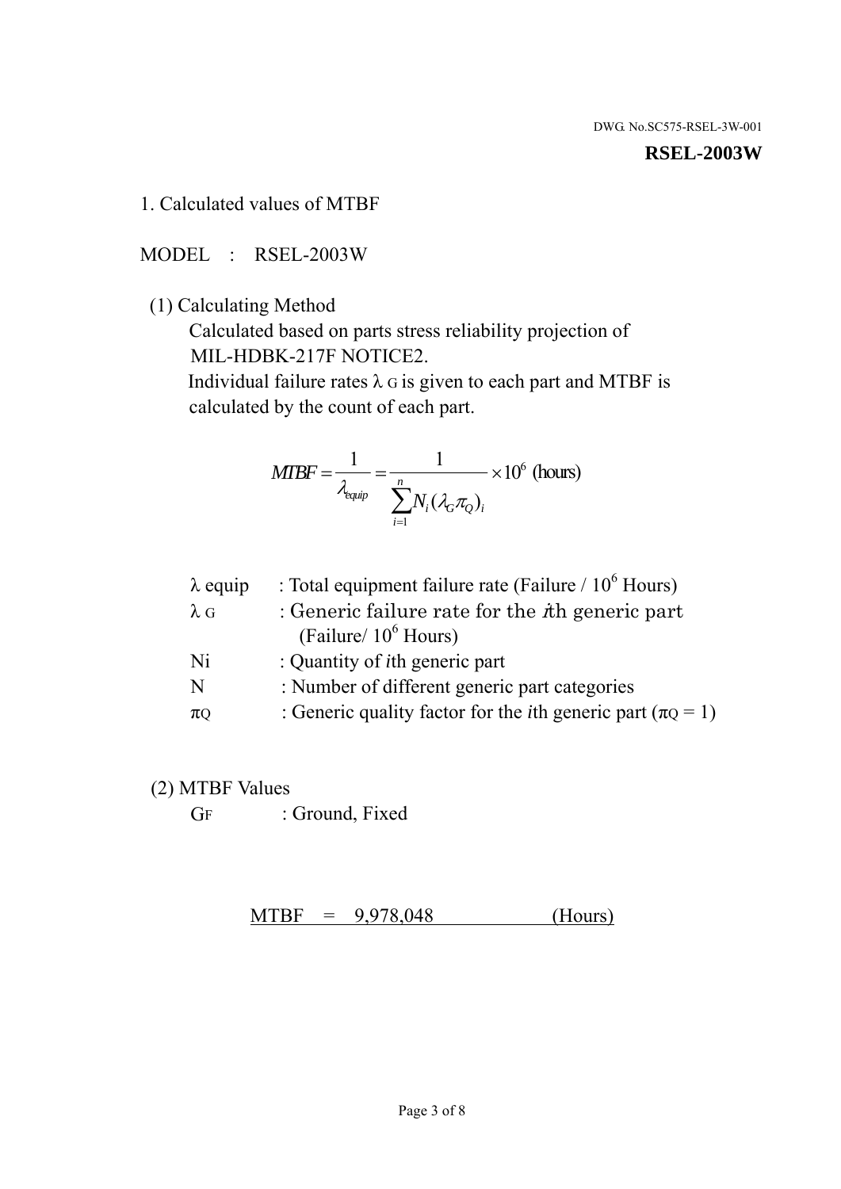DWG. No.SC575-RSEL-3W-001

**RSEL-2003W**

## 1. Calculated values of MTBF

MODEL : RSEL-2003W

(1) Calculating Method

Calculated based on parts stress reliability projection of MIL-HDBK-217F NOTICE2.

Individual failure rates $\lambda_G$ is given to each part and MTBF is calculated by the count of each part.

$$MTBF = \frac{1}{\lambda_{equip}} = \frac{1}{\sum_{i=1}^{n} N_i (\lambda_G \pi_Q)_i} \times 10^6 \text{ (hours)}$$

| | |
|---|---|
| $\lambda$ equip | : Total equipment failure rate (Failure / $10^6$ Hours) |
| $\lambda_G$ | : Generic failure rate for the *i*th generic part (Failure/ $10^6$ Hours) |
| Ni | : Quantity of *i*th generic part |
| N | : Number of different generic part categories |
| $\pi_Q$ | : Generic quality factor for the *i*th generic part ($\pi_Q = 1$) |

(2) MTBF Values

$G_F$ : Ground, Fixed

MTBF = 9,978,048 (Hours)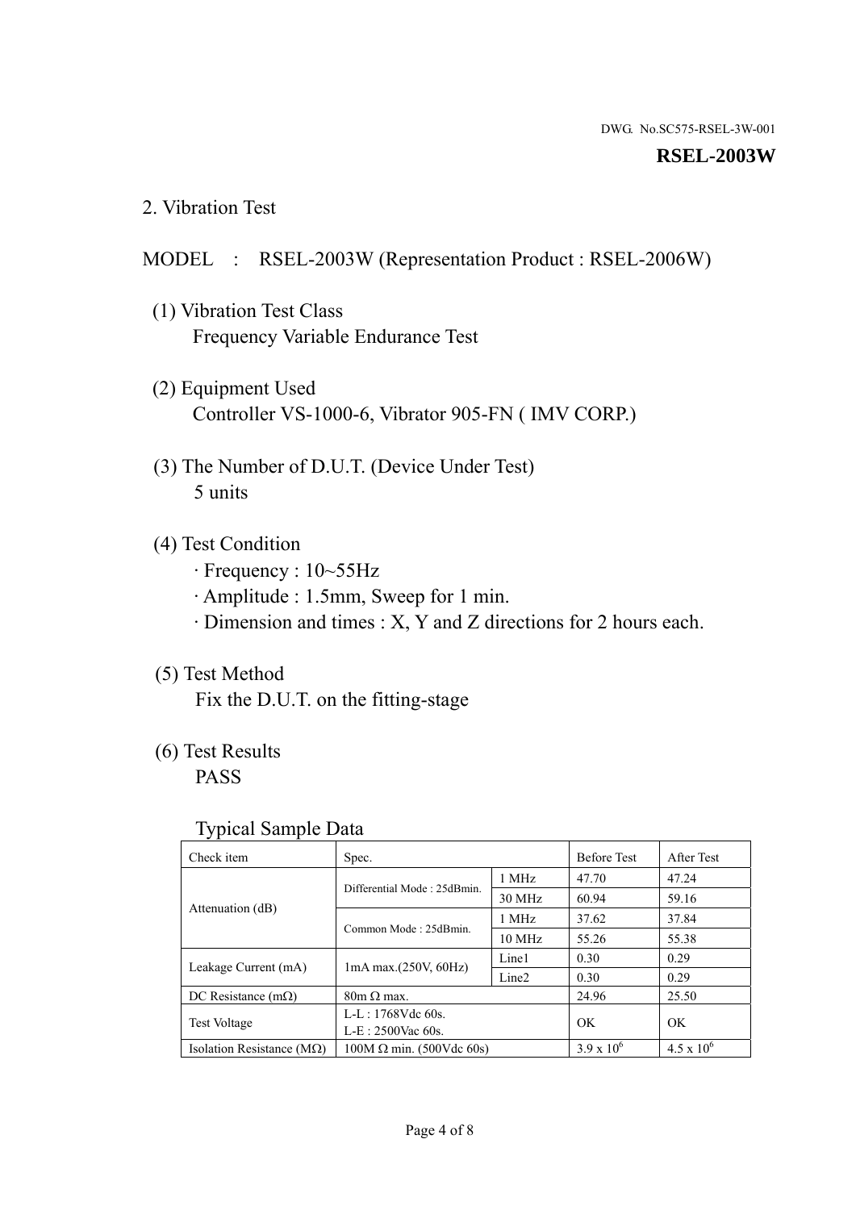DWG. No.SC575-RSEL-3W-001

**RSEL-2003W**

## 2. Vibration Test

MODEL : RSEL-2003W (Representation Product : RSEL-2006W)

(1) Vibration Test Class
Frequency Variable Endurance Test

(2) Equipment Used
Controller VS-1000-6, Vibrator 905-FN ( IMV CORP.)

(3) The Number of D.U.T. (Device Under Test)
5 units

(4) Test Condition
· Frequency : 10~55Hz
· Amplitude : 1.5mm, Sweep for 1 min.
· Dimension and times : X, Y and Z directions for 2 hours each.

(5) Test Method
Fix the D.U.T. on the fitting-stage

(6) Test Results
PASS

Typical Sample Data

| Check item | Spec. | | Before Test | After Test |
|---|---|---|---|---|
| Attenuation (dB) | Differential Mode : 25dBmin. | 1 MHz | 47.70 | 47.24 |
| | | 30 MHz | 60.94 | 59.16 |
| | Common Mode : 25dBmin. | 1 MHz | 37.62 | 37.84 |
| | | 10 MHz | 55.26 | 55.38 |
| Leakage Current (mA) | 1mA max.(250V, 60Hz) | Line1 | 0.30 | 0.29 |
| | | Line2 | 0.30 | 0.29 |
| DC Resistance (mΩ) | 80m Ω max. | | 24.96 | 25.50 |
| Test Voltage | L-L : 1768Vdc 60s.<br>L-E : 2500Vac 60s. | | OK | OK |
| Isolation Resistance (MΩ) | 100M Ω min. (500Vdc 60s) | | $3.9 \times 10^6$ | $4.5 \times 10^6$ |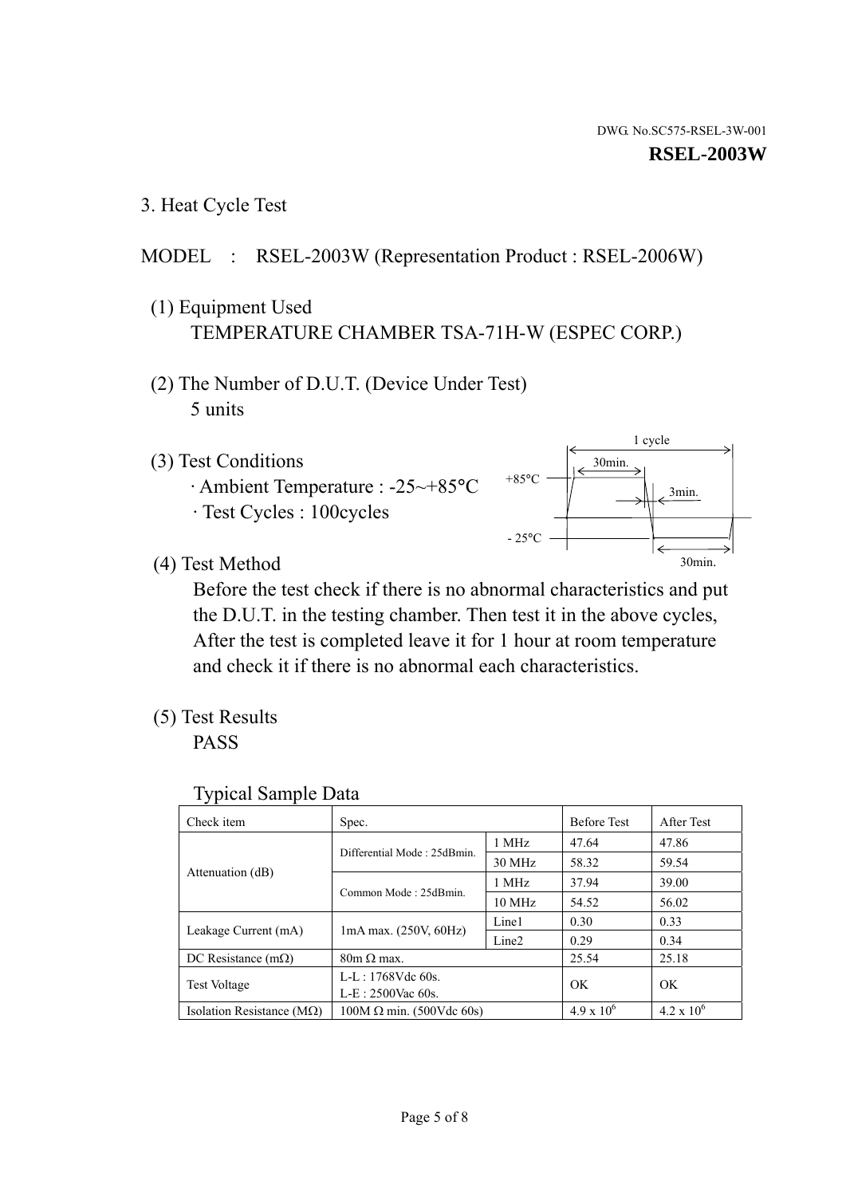DWG. No.SC575-RSEL-3W-001

**RSEL-2003W**

## 3. Heat Cycle Test

MODEL : RSEL-2003W (Representation Product : RSEL-2006W)

(1) Equipment Used

TEMPERATURE CHAMBER TSA-71H-W (ESPEC CORP.)

(2) The Number of D.U.T. (Device Under Test)

5 units

(3) Test Conditions

· Ambient Temperature : -25~+85°C

· Test Cycles : 100cycles

1 cycle

30min.

+85°C

3min.

- 25°C

30min.

(4) Test Method

Before the test check if there is no abnormal characteristics and put the D.U.T. in the testing chamber. Then test it in the above cycles, After the test is completed leave it for 1 hour at room temperature and check it if there is no abnormal each characteristics.

(5) Test Results

PASS

Typical Sample Data

| Check item | Spec. | | Before Test | After Test |
|---|---|---|---|---|
| Attenuation (dB) | Differential Mode : 25dBmin. | 1 MHz | 47.64 | 47.86 |
| | | 30 MHz | 58.32 | 59.54 |
| | Common Mode : 25dBmin. | 1 MHz | 37.94 | 39.00 |
| | | 10 MHz | 54.52 | 56.02 |
| Leakage Current (mA) | 1mA max. (250V, 60Hz) | Line1 | 0.30 | 0.33 |
| | | Line2 | 0.29 | 0.34 |
| DC Resistance (mΩ) | 80m Ω max. | | 25.54 | 25.18 |
| Test Voltage | L-L : 1768Vdc 60s.<br>L-E : 2500Vac 60s. | | OK | OK |
| Isolation Resistance (MΩ) | 100M Ω min. (500Vdc 60s) | | $4.9 \times 10^6$ | $4.2 \times 10^6$ |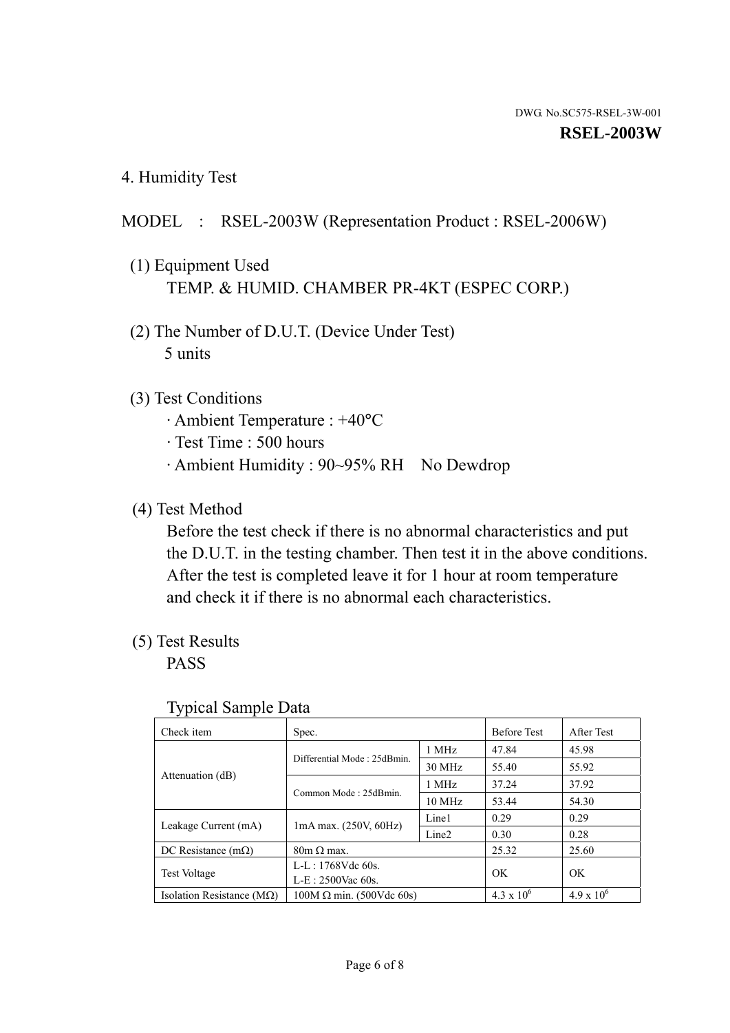DWG. No.SC575-RSEL-3W-001

**RSEL-2003W**

4. Humidity Test

MODEL : RSEL-2003W (Representation Product : RSEL-2006W)

(1) Equipment Used
TEMP. & HUMID. CHAMBER PR-4KT (ESPEC CORP.)

(2) The Number of D.U.T. (Device Under Test)
5 units

(3) Test Conditions
· Ambient Temperature : +40°C
· Test Time : 500 hours
· Ambient Humidity : 90~95% RH No Dewdrop

(4) Test Method
Before the test check if there is no abnormal characteristics and put the D.U.T. in the testing chamber. Then test it in the above conditions. After the test is completed leave it for 1 hour at room temperature and check it if there is no abnormal each characteristics.

(5) Test Results
PASS

Typical Sample Data

| Check item | Spec. | | Before Test | After Test |
|---|---|---|---|---|
| Attenuation (dB) | Differential Mode : 25dBmin. | 1 MHz | 47.84 | 45.98 |
| | | 30 MHz | 55.40 | 55.92 |
| | Common Mode : 25dBmin. | 1 MHz | 37.24 | 37.92 |
| | | 10 MHz | 53.44 | 54.30 |
| Leakage Current (mA) | 1mA max. (250V, 60Hz) | Line1 | 0.29 | 0.29 |
| | | Line2 | 0.30 | 0.28 |
| DC Resistance (mΩ) | 80m Ω max. | | 25.32 | 25.60 |
| Test Voltage | L-L : 1768Vdc 60s.<br>L-E : 2500Vac 60s. | | OK | OK |
| Isolation Resistance (MΩ) | 100M Ω min. (500Vdc 60s) | | $4.3 \times 10^6$ | $4.9 \times 10^6$ |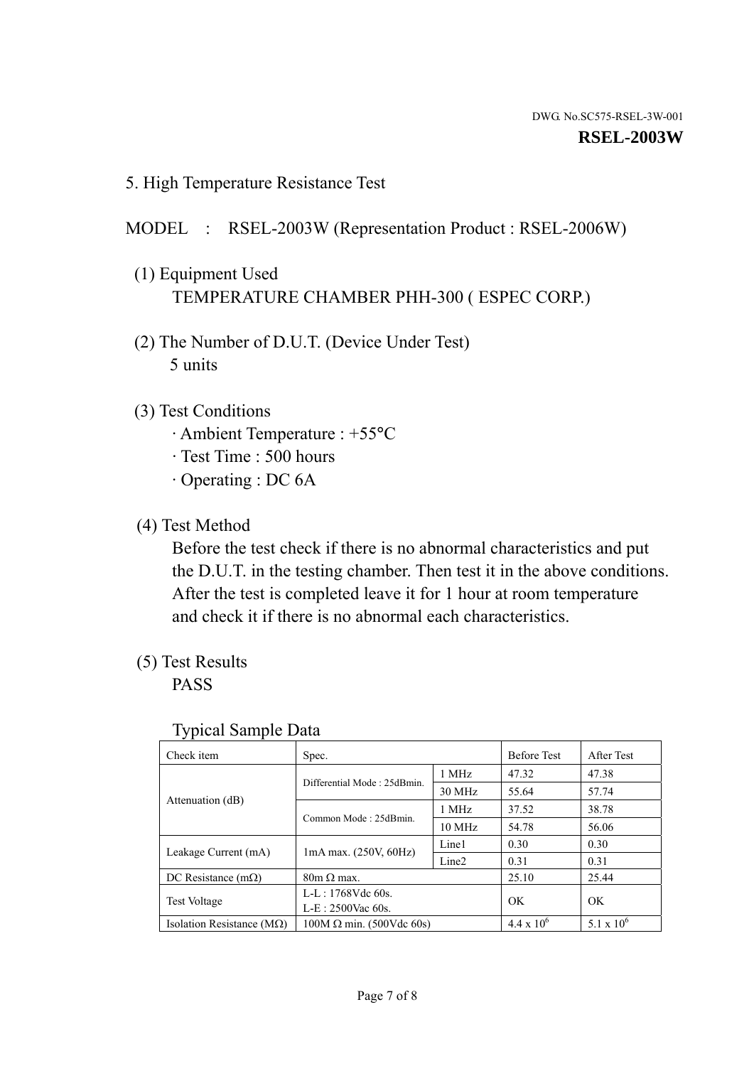DWG. No.SC575-RSEL-3W-001

**RSEL-2003W**

## 5. High Temperature Resistance Test

MODEL : RSEL-2003W (Representation Product : RSEL-2006W)

(1) Equipment Used
TEMPERATURE CHAMBER PHH-300 ( ESPEC CORP.)

(2) The Number of D.U.T. (Device Under Test)
5 units

(3) Test Conditions
· Ambient Temperature : +55°C
· Test Time : 500 hours
· Operating : DC 6A

(4) Test Method
Before the test check if there is no abnormal characteristics and put the D.U.T. in the testing chamber. Then test it in the above conditions. After the test is completed leave it for 1 hour at room temperature and check it if there is no abnormal each characteristics.

(5) Test Results
PASS

Typical Sample Data

| Check item | Spec. | | Before Test | After Test |
|---|---|---|---|---|
| Attenuation (dB) | Differential Mode : 25dBmin. | 1 MHz | 47.32 | 47.38 |
| | | 30 MHz | 55.64 | 57.74 |
| | Common Mode : 25dBmin. | 1 MHz | 37.52 | 38.78 |
| | | 10 MHz | 54.78 | 56.06 |
| Leakage Current (mA) | 1mA max. (250V, 60Hz) | Line1 | 0.30 | 0.30 |
| | | Line2 | 0.31 | 0.31 |
| DC Resistance (mΩ) | 80m Ω max. | | 25.10 | 25.44 |
| Test Voltage | L-L : 1768Vdc 60s. L-E : 2500Vac 60s. | | OK | OK |
| Isolation Resistance (MΩ) | 100M Ω min. (500Vdc 60s) | | $4.4 \times 10^6$ | $5.1 \times 10^6$ |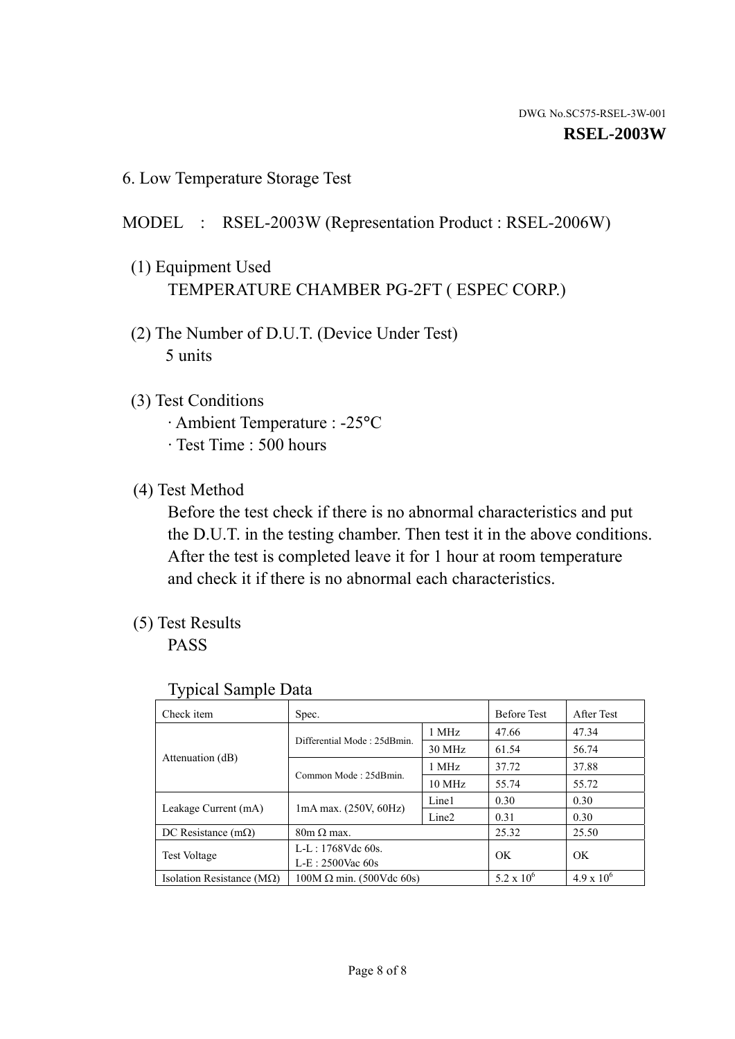DWG. No.SC575-RSEL-3W-001

**RSEL-2003W**

6. Low Temperature Storage Test

MODEL : RSEL-2003W (Representation Product : RSEL-2006W)

(1) Equipment Used

TEMPERATURE CHAMBER PG-2FT ( ESPEC CORP.)

(2) The Number of D.U.T. (Device Under Test)

5 units

(3) Test Conditions

· Ambient Temperature : -25°C

· Test Time : 500 hours

(4) Test Method

Before the test check if there is no abnormal characteristics and put the D.U.T. in the testing chamber. Then test it in the above conditions. After the test is completed leave it for 1 hour at room temperature and check it if there is no abnormal each characteristics.

(5) Test Results

PASS

Typical Sample Data

| Check item | Spec. | | Before Test | After Test |
|---|---|---|---|---|
| Attenuation (dB) | Differential Mode : 25dBmin. | 1 MHz | 47.66 | 47.34 |
| | | 30 MHz | 61.54 | 56.74 |
| | Common Mode : 25dBmin. | 1 MHz | 37.72 | 37.88 |
| | | 10 MHz | 55.74 | 55.72 |
| Leakage Current (mA) | 1mA max. (250V, 60Hz) | Line1 | 0.30 | 0.30 |
| | | Line2 | 0.31 | 0.30 |
| DC Resistance (mΩ) | 80m Ω max. | | 25.32 | 25.50 |
| Test Voltage | L-L : 1768Vdc 60s.<br>L-E : 2500Vac 60s | | OK | OK |
| Isolation Resistance (MΩ) | 100M Ω min. (500Vdc 60s) | | $5.2 \times 10^6$ | $4.9 \times 10^6$ |